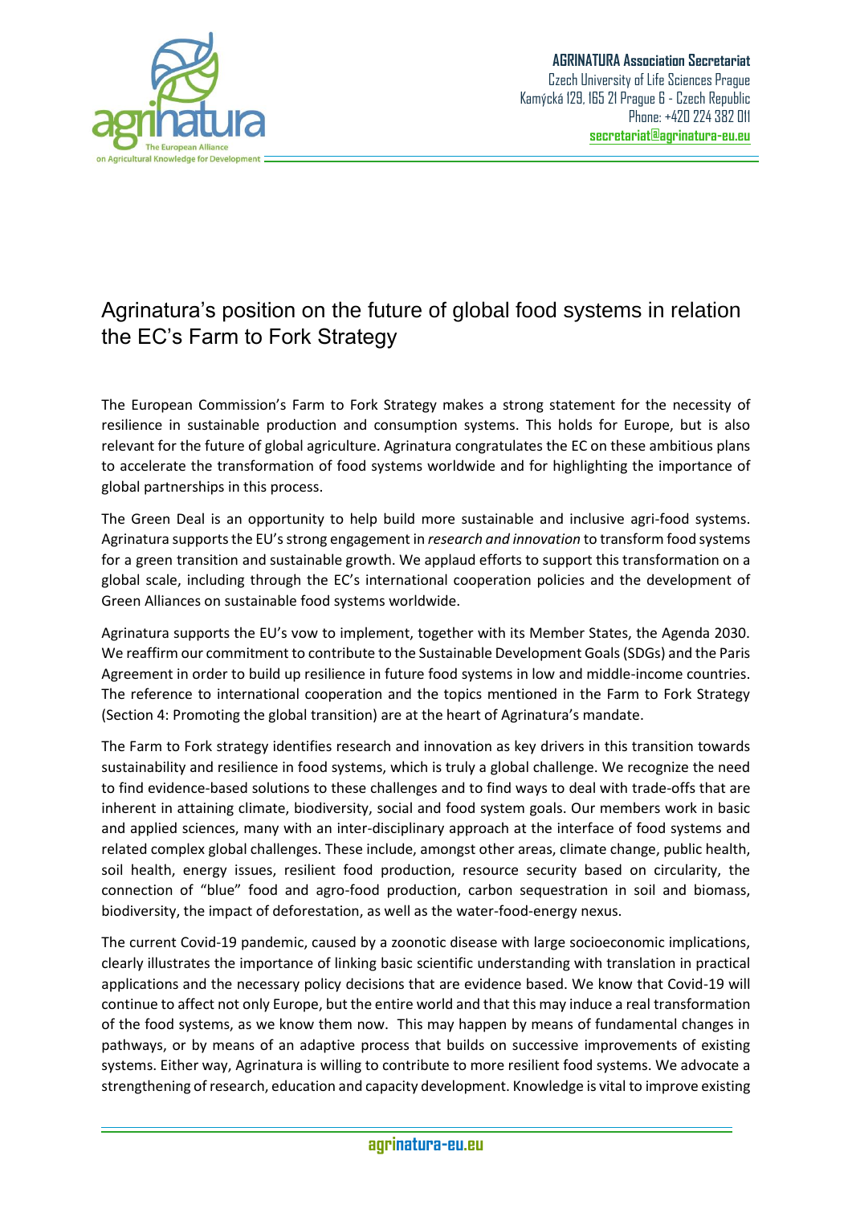# Agrinatura's position on the future of global food systems in relation the EC's Farm to Fork Strategy

The European Commission's Farm to Fork Strategy makes a strong statement for the necessity of resilience in sustainable production and consumption systems. This holds for Europe, but is also relevant for the future of global agriculture. Agrinatura congratulates the EC on these ambitious plans to accelerate the transformation of food systems worldwide and for highlighting the importance of global partnerships in this process.

The Green Deal is an opportunity to help build more sustainable and inclusive agri-food systems. Agrinatura supports the EU's strong engagement in *research and innovation* to transform food systems for a green transition and sustainable growth. We applaud efforts to support this transformation on a global scale, including through the EC's international cooperation policies and the development of Green Alliances on sustainable food systems worldwide.

Agrinatura supports the EU's vow to implement, together with its Member States, the Agenda 2030. We reaffirm our commitment to contribute to the Sustainable Development Goals (SDGs) and the Paris Agreement in order to build up resilience in future food systems in low and middle-income countries. The reference to international cooperation and the topics mentioned in the Farm to Fork Strategy (Section 4: Promoting the global transition) are at the heart of Agrinatura's mandate.

The Farm to Fork strategy identifies research and innovation as key drivers in this transition towards sustainability and resilience in food systems, which is truly a global challenge. We recognize the need to find evidence-based solutions to these challenges and to find ways to deal with trade-offs that are inherent in attaining climate, biodiversity, social and food system goals. Our members work in basic and applied sciences, many with an inter-disciplinary approach at the interface of food systems and related complex global challenges. These include, amongst other areas, climate change, public health, soil health, energy issues, resilient food production, resource security based on circularity, the connection of "blue" food and agro-food production, carbon sequestration in soil and biomass, biodiversity, the impact of deforestation, as well as the water-food-energy nexus.

The current Covid-19 pandemic, caused by a zoonotic disease with large socioeconomic implications, clearly illustrates the importance of linking basic scientific understanding with translation in practical applications and the necessary policy decisions that are evidence based. We know that Covid-19 will continue to affect not only Europe, but the entire world and that this may induce a real transformation of the food systems, as we know them now. This may happen by means of fundamental changes in pathways, or by means of an adaptive process that builds on successive improvements of existing systems. Either way, Agrinatura is willing to contribute to more resilient food systems. We advocate a strengthening of research, education and capacity development. Knowledge is vital to improve existing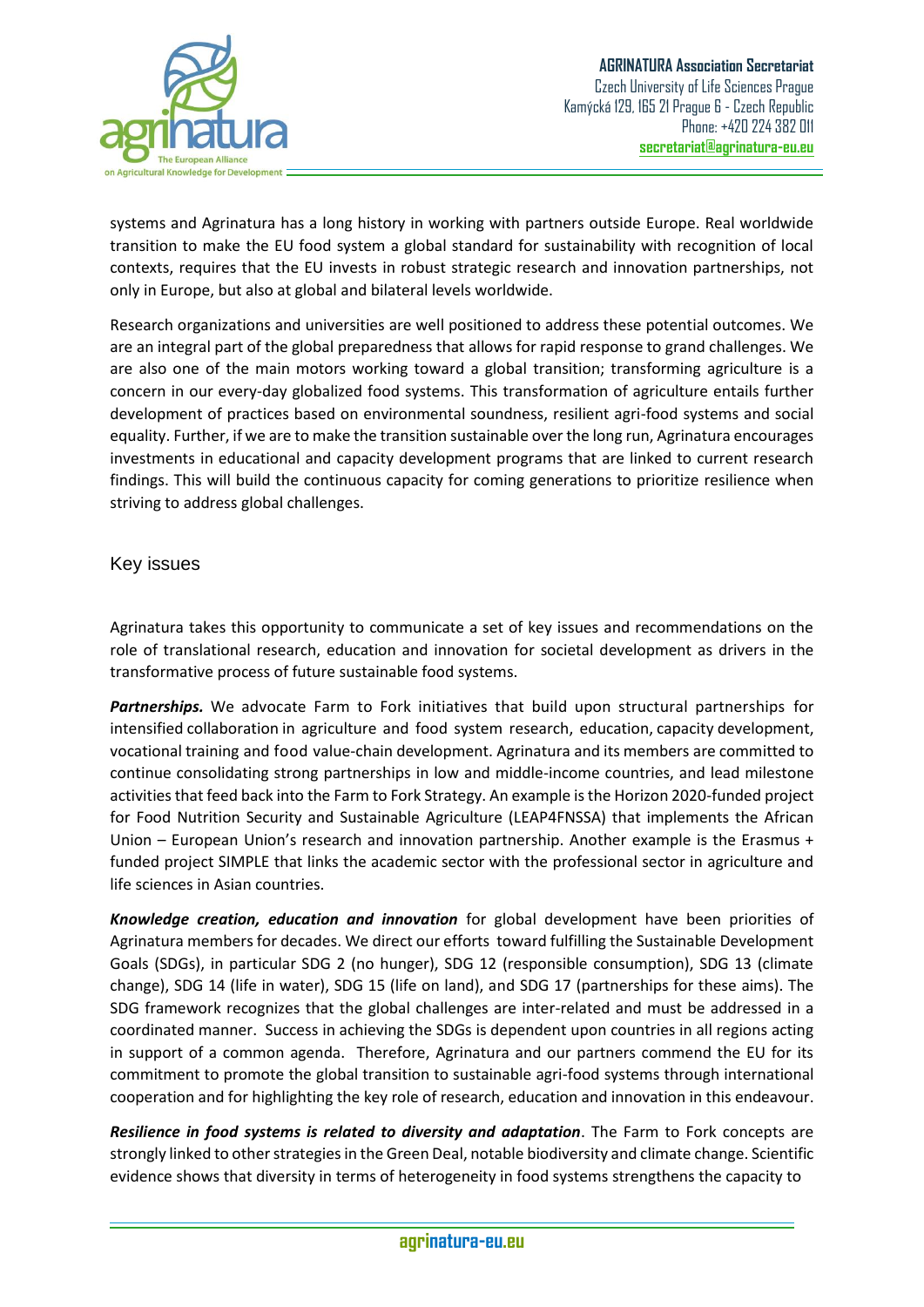systems and Agrinatura has a long history in working with partners outside Europe. Real worldwide transition to make the EU food system a global standard for sustainability with recognition of local contexts, requires that the EU invests in robust strategic research and innovation partnerships, not only in Europe, but also at global and bilateral levels worldwide.

Research organizations and universities are well positioned to address these potential outcomes. We are an integral part of the global preparedness that allows for rapid response to grand challenges. We are also one of the main motors working toward a global transition; transforming agriculture is a concern in our every-day globalized food systems. This transformation of agriculture entails further development of practices based on environmental soundness, resilient agri-food systems and social equality. Further, if we are to make the transition sustainable over the long run, Agrinatura encourages investments in educational and capacity development programs that are linked to current research findings. This will build the continuous capacity for coming generations to prioritize resilience when striving to address global challenges.

## Key issues

Agrinatura takes this opportunity to communicate a set of key issues and recommendations on the role of translational research, education and innovation for societal development as drivers in the transformative process of future sustainable food systems.

***Partnerships.*** We advocate Farm to Fork initiatives that build upon structural partnerships for intensified collaboration in agriculture and food system research, education, capacity development, vocational training and food value-chain development. Agrinatura and its members are committed to continue consolidating strong partnerships in low and middle-income countries, and lead milestone activities that feed back into the Farm to Fork Strategy. An example is the Horizon 2020-funded project for Food Nutrition Security and Sustainable Agriculture (LEAP4FNSSA) that implements the African Union – European Union's research and innovation partnership. Another example is the Erasmus + funded project SIMPLE that links the academic sector with the professional sector in agriculture and life sciences in Asian countries.

***Knowledge creation, education and innovation*** for global development have been priorities of Agrinatura members for decades. We direct our efforts toward fulfilling the Sustainable Development Goals (SDGs), in particular SDG 2 (no hunger), SDG 12 (responsible consumption), SDG 13 (climate change), SDG 14 (life in water), SDG 15 (life on land), and SDG 17 (partnerships for these aims). The SDG framework recognizes that the global challenges are inter-related and must be addressed in a coordinated manner. Success in achieving the SDGs is dependent upon countries in all regions acting in support of a common agenda. Therefore, Agrinatura and our partners commend the EU for its commitment to promote the global transition to sustainable agri-food systems through international cooperation and for highlighting the key role of research, education and innovation in this endeavour.

***Resilience in food systems is related to diversity and adaptation***. The Farm to Fork concepts are strongly linked to other strategies in the Green Deal, notable biodiversity and climate change. Scientific evidence shows that diversity in terms of heterogeneity in food systems strengthens the capacity to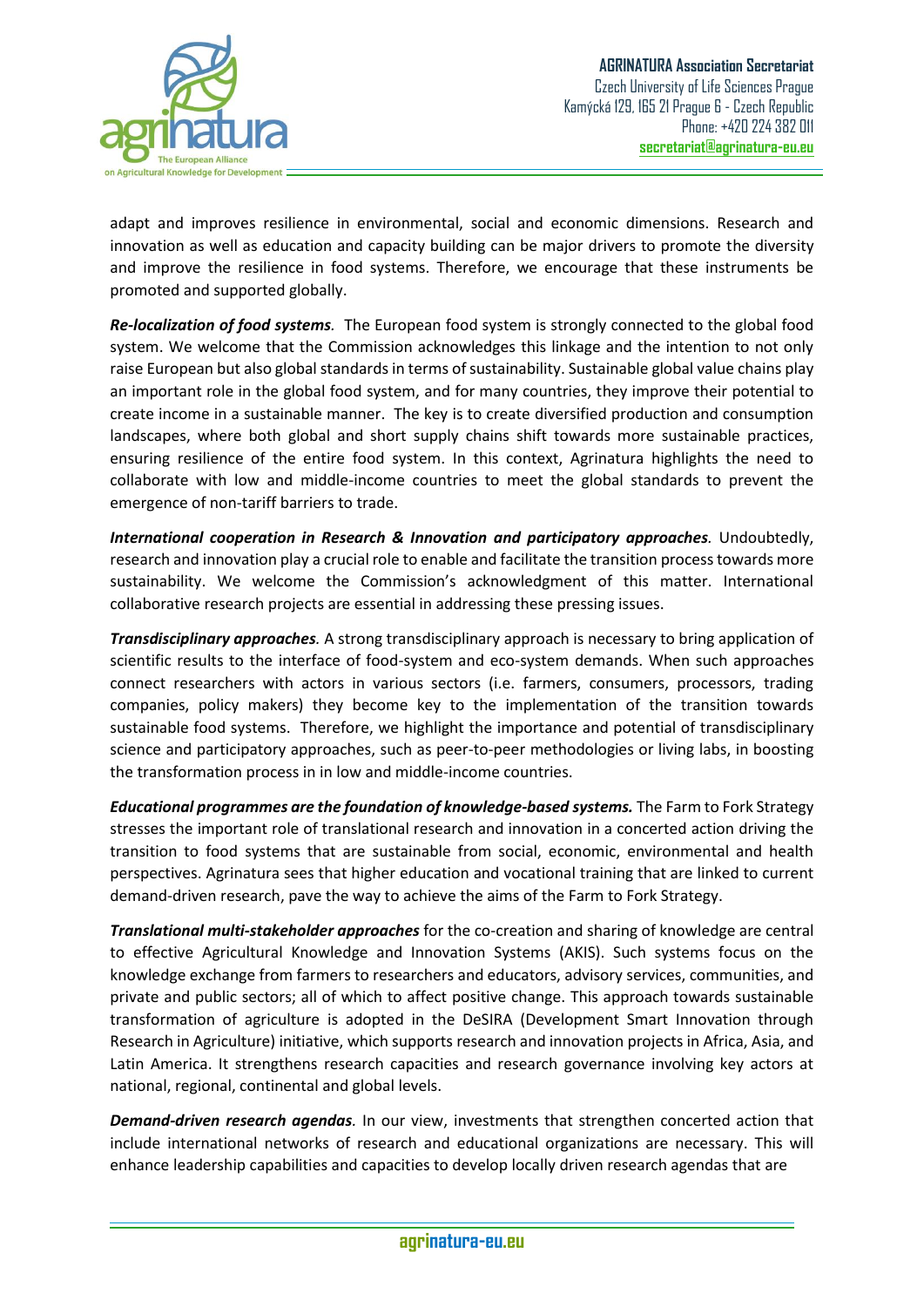adapt and improves resilience in environmental, social and economic dimensions. Research and innovation as well as education and capacity building can be major drivers to promote the diversity and improve the resilience in food systems. Therefore, we encourage that these instruments be promoted and supported globally.

***Re-localization of food systems.*** The European food system is strongly connected to the global food system. We welcome that the Commission acknowledges this linkage and the intention to not only raise European but also global standards in terms of sustainability. Sustainable global value chains play an important role in the global food system, and for many countries, they improve their potential to create income in a sustainable manner. The key is to create diversified production and consumption landscapes, where both global and short supply chains shift towards more sustainable practices, ensuring resilience of the entire food system. In this context, Agrinatura highlights the need to collaborate with low and middle-income countries to meet the global standards to prevent the emergence of non-tariff barriers to trade.

***International cooperation in Research & Innovation and participatory approaches.*** Undoubtedly, research and innovation play a crucial role to enable and facilitate the transition process towards more sustainability. We welcome the Commission's acknowledgment of this matter. International collaborative research projects are essential in addressing these pressing issues.

***Transdisciplinary approaches.*** A strong transdisciplinary approach is necessary to bring application of scientific results to the interface of food-system and eco-system demands. When such approaches connect researchers with actors in various sectors (i.e. farmers, consumers, processors, trading companies, policy makers) they become key to the implementation of the transition towards sustainable food systems. Therefore, we highlight the importance and potential of transdisciplinary science and participatory approaches, such as peer-to-peer methodologies or living labs, in boosting the transformation process in in low and middle-income countries.

***Educational programmes are the foundation of knowledge-based systems.*** The Farm to Fork Strategy stresses the important role of translational research and innovation in a concerted action driving the transition to food systems that are sustainable from social, economic, environmental and health perspectives. Agrinatura sees that higher education and vocational training that are linked to current demand-driven research, pave the way to achieve the aims of the Farm to Fork Strategy.

***Translational multi-stakeholder approaches*** for the co-creation and sharing of knowledge are central to effective Agricultural Knowledge and Innovation Systems (AKIS). Such systems focus on the knowledge exchange from farmers to researchers and educators, advisory services, communities, and private and public sectors; all of which to affect positive change. This approach towards sustainable transformation of agriculture is adopted in the DeSIRA (Development Smart Innovation through Research in Agriculture) initiative, which supports research and innovation projects in Africa, Asia, and Latin America. It strengthens research capacities and research governance involving key actors at national, regional, continental and global levels.

***Demand-driven research agendas.*** In our view, investments that strengthen concerted action that include international networks of research and educational organizations are necessary. This will enhance leadership capabilities and capacities to develop locally driven research agendas that are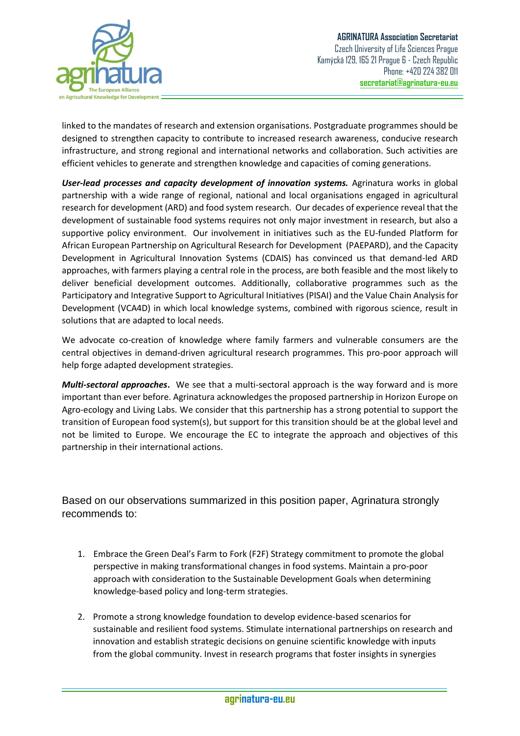linked to the mandates of research and extension organisations. Postgraduate programmes should be designed to strengthen capacity to contribute to increased research awareness, conducive research infrastructure, and strong regional and international networks and collaboration. Such activities are efficient vehicles to generate and strengthen knowledge and capacities of coming generations.

***User-lead processes and capacity development of innovation systems.*** Agrinatura works in global partnership with a wide range of regional, national and local organisations engaged in agricultural research for development (ARD) and food system research. Our decades of experience reveal that the development of sustainable food systems requires not only major investment in research, but also a supportive policy environment. Our involvement in initiatives such as the EU-funded Platform for African European Partnership on Agricultural Research for Development (PAEPARD), and the Capacity Development in Agricultural Innovation Systems (CDAIS) has convinced us that demand-led ARD approaches, with farmers playing a central role in the process, are both feasible and the most likely to deliver beneficial development outcomes. Additionally, collaborative programmes such as the Participatory and Integrative Support to Agricultural Initiatives (PISAI) and the Value Chain Analysis for Development (VCA4D) in which local knowledge systems, combined with rigorous science, result in solutions that are adapted to local needs.

We advocate co-creation of knowledge where family farmers and vulnerable consumers are the central objectives in demand-driven agricultural research programmes. This pro-poor approach will help forge adapted development strategies.

***Multi-sectoral approaches*.** We see that a multi-sectoral approach is the way forward and is more important than ever before. Agrinatura acknowledges the proposed partnership in Horizon Europe on Agro-ecology and Living Labs. We consider that this partnership has a strong potential to support the transition of European food system(s), but support for this transition should be at the global level and not be limited to Europe. We encourage the EC to integrate the approach and objectives of this partnership in their international actions.

Based on our observations summarized in this position paper, Agrinatura strongly recommends to:

1. Embrace the Green Deal's Farm to Fork (F2F) Strategy commitment to promote the global perspective in making transformational changes in food systems. Maintain a pro-poor approach with consideration to the Sustainable Development Goals when determining knowledge-based policy and long-term strategies.

2. Promote a strong knowledge foundation to develop evidence-based scenarios for sustainable and resilient food systems. Stimulate international partnerships on research and innovation and establish strategic decisions on genuine scientific knowledge with inputs from the global community. Invest in research programs that foster insights in synergies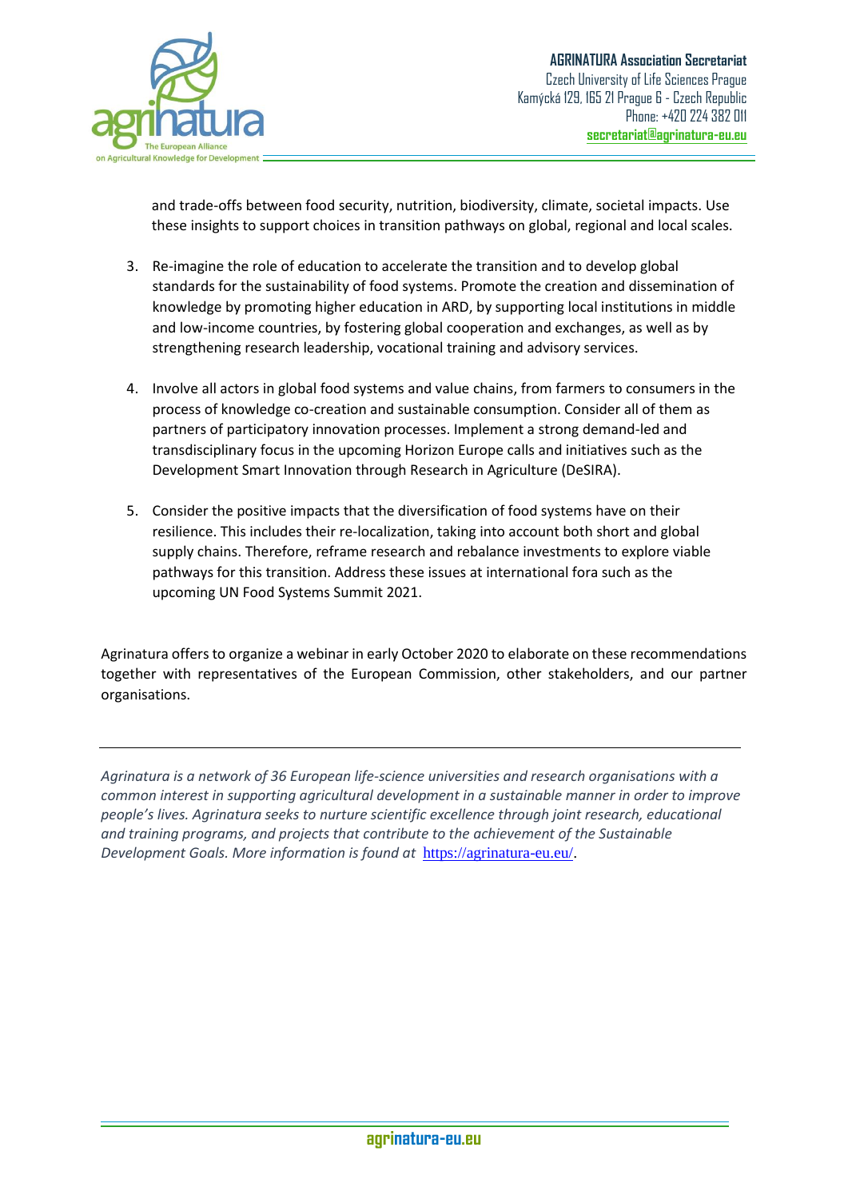and trade-offs between food security, nutrition, biodiversity, climate, societal impacts. Use these insights to support choices in transition pathways on global, regional and local scales.

3. Re-imagine the role of education to accelerate the transition and to develop global standards for the sustainability of food systems. Promote the creation and dissemination of knowledge by promoting higher education in ARD, by supporting local institutions in middle and low-income countries, by fostering global cooperation and exchanges, as well as by strengthening research leadership, vocational training and advisory services.

4. Involve all actors in global food systems and value chains, from farmers to consumers in the process of knowledge co-creation and sustainable consumption. Consider all of them as partners of participatory innovation processes. Implement a strong demand-led and transdisciplinary focus in the upcoming Horizon Europe calls and initiatives such as the Development Smart Innovation through Research in Agriculture (DeSIRA).

5. Consider the positive impacts that the diversification of food systems have on their resilience. This includes their re-localization, taking into account both short and global supply chains. Therefore, reframe research and rebalance investments to explore viable pathways for this transition. Address these issues at international fora such as the upcoming UN Food Systems Summit 2021.

Agrinatura offers to organize a webinar in early October 2020 to elaborate on these recommendations together with representatives of the European Commission, other stakeholders, and our partner organisations.

---

*Agrinatura is a network of 36 European life-science universities and research organisations with a common interest in supporting agricultural development in a sustainable manner in order to improve people's lives. Agrinatura seeks to nurture scientific excellence through joint research, educational and training programs, and projects that contribute to the achievement of the Sustainable Development Goals. More information is found at* https://agrinatura-eu.eu/.